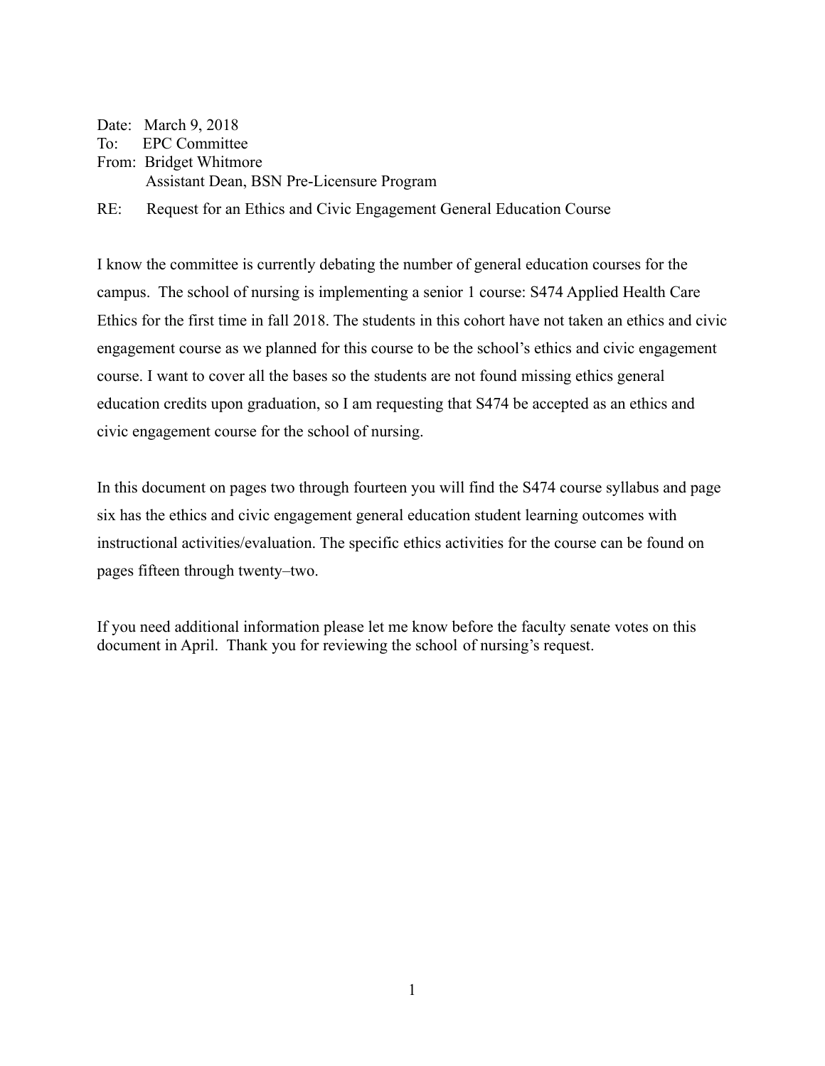Date: March 9, 2018  
To: EPC Committee  
From: Bridget Whitmore  
Assistant Dean, BSN Pre-Licensure Program

RE: Request for an Ethics and Civic Engagement General Education Course

I know the committee is currently debating the number of general education courses for the campus. The school of nursing is implementing a senior 1 course: S474 Applied Health Care Ethics for the first time in fall 2018. The students in this cohort have not taken an ethics and civic engagement course as we planned for this course to be the school's ethics and civic engagement course. I want to cover all the bases so the students are not found missing ethics general education credits upon graduation, so I am requesting that S474 be accepted as an ethics and civic engagement course for the school of nursing.

In this document on pages two through fourteen you will find the S474 course syllabus and page six has the ethics and civic engagement general education student learning outcomes with instructional activities/evaluation. The specific ethics activities for the course can be found on pages fifteen through twenty–two.

If you need additional information please let me know before the faculty senate votes on this document in April. Thank you for reviewing the school of nursing's request.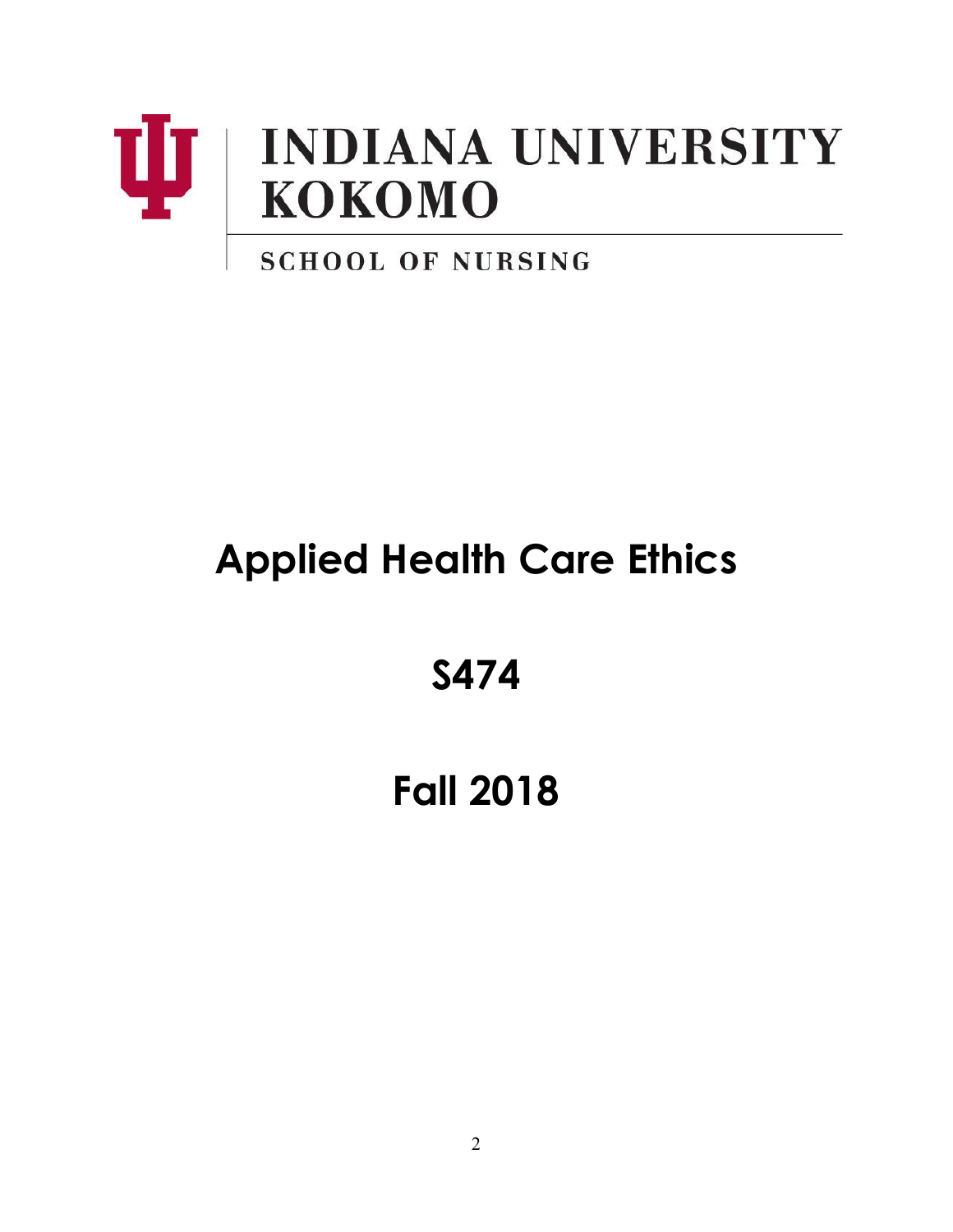INDIANA UNIVERSITY
KOKOMO

SCHOOL OF NURSING

# Applied Health Care Ethics

# S474

# Fall 2018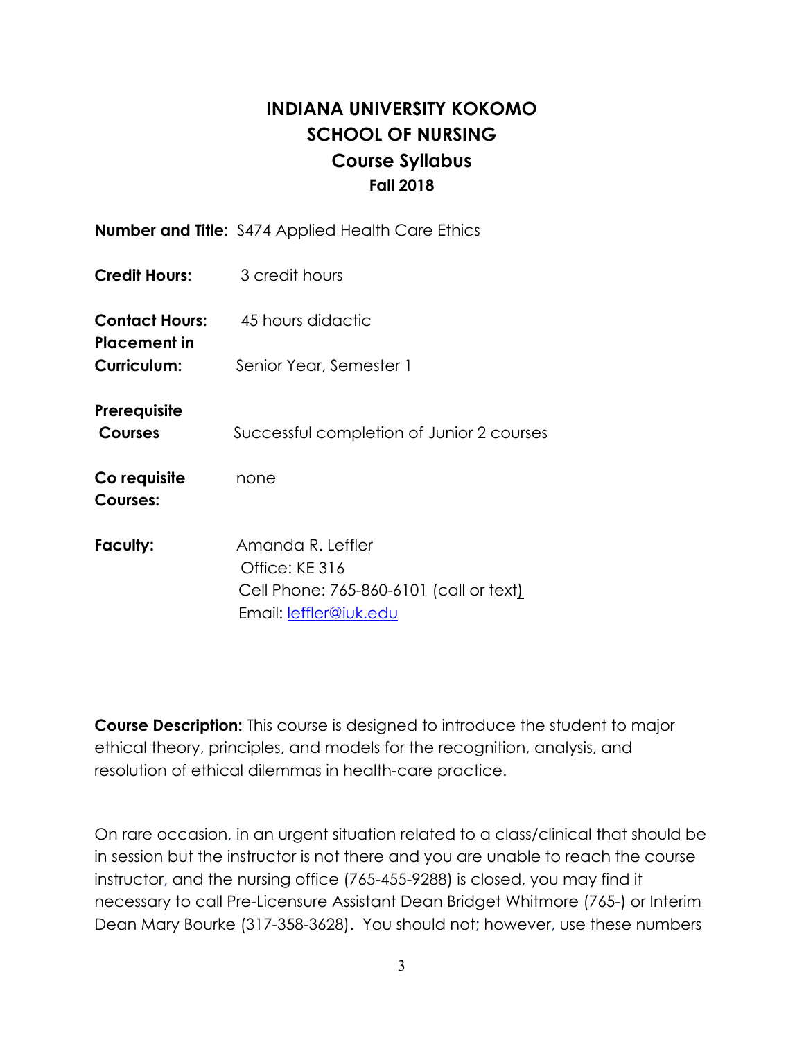# INDIANA UNIVERSITY KOKOMO
# SCHOOL OF NURSING
## Course Syllabus
### Fall 2018

**Number and Title:** S474 Applied Health Care Ethics

**Credit Hours:** 3 credit hours

**Contact Hours:** 45 hours didactic

**Placement in Curriculum:** Senior Year, Semester 1

**Prerequisite Courses** Successful completion of Junior 2 courses

**Co requisite Courses:** none

**Faculty:** Amanda R. Leffler
Office: KE 316
Cell Phone: 765-860-6101 (call or text)
Email: leffler@iuk.edu

**Course Description:** This course is designed to introduce the student to major ethical theory, principles, and models for the recognition, analysis, and resolution of ethical dilemmas in health-care practice.

On rare occasion, in an urgent situation related to a class/clinical that should be in session but the instructor is not there and you are unable to reach the course instructor, and the nursing office (765-455-9288) is closed, you may find it necessary to call Pre-Licensure Assistant Dean Bridget Whitmore (765-) or Interim Dean Mary Bourke (317-358-3628). You should not; however, use these numbers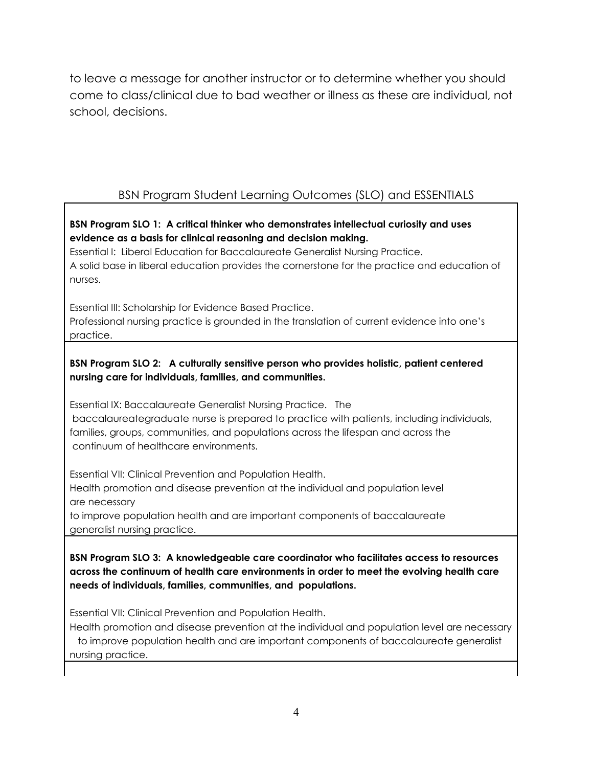to leave a message for another instructor or to determine whether you should come to class/clinical due to bad weather or illness as these are individual, not school, decisions.

## BSN Program Student Learning Outcomes (SLO) and ESSENTIALS

**BSN Program SLO 1: A critical thinker who demonstrates intellectual curiosity and uses evidence as a basis for clinical reasoning and decision making.**

Essential I: Liberal Education for Baccalaureate Generalist Nursing Practice.
A solid base in liberal education provides the cornerstone for the practice and education of nurses.

Essential III: Scholarship for Evidence Based Practice.
Professional nursing practice is grounded in the translation of current evidence into one's practice.

**BSN Program SLO 2: A culturally sensitive person who provides holistic, patient centered nursing care for individuals, families, and communities.**

Essential IX: Baccalaureate Generalist Nursing Practice. The baccalaureategraduate nurse is prepared to practice with patients, including individuals, families, groups, communities, and populations across the lifespan and across the continuum of healthcare environments.

Essential VII: Clinical Prevention and Population Health.
Health promotion and disease prevention at the individual and population level are necessary to improve population health and are important components of baccalaureate generalist nursing practice.

**BSN Program SLO 3: A knowledgeable care coordinator who facilitates access to resources across the continuum of health care environments in order to meet the evolving health care needs of individuals, families, communities, and populations.**

Essential VII: Clinical Prevention and Population Health.
Health promotion and disease prevention at the individual and population level are necessary to improve population health and are important components of baccalaureate generalist nursing practice.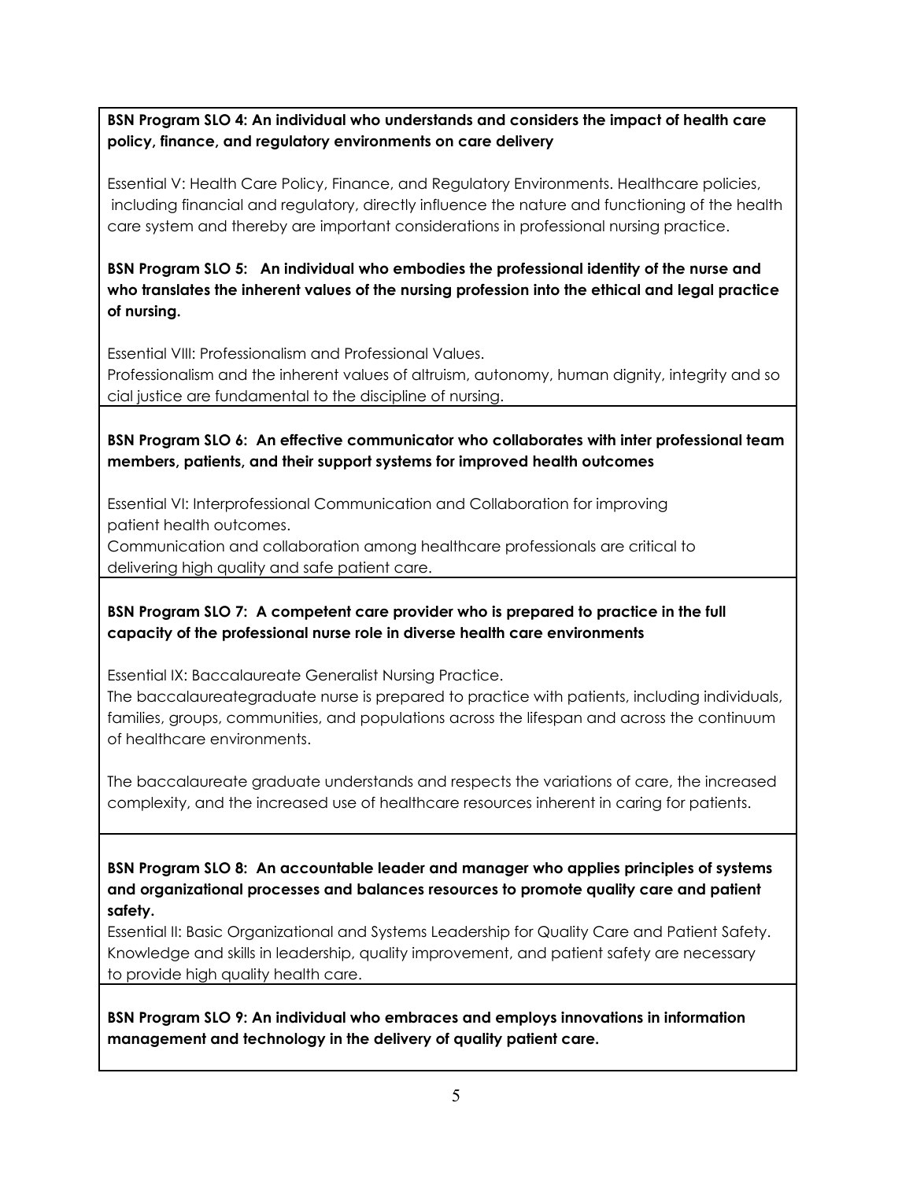**BSN Program SLO 4: An individual who understands and considers the impact of health care policy, finance, and regulatory environments on care delivery**

Essential V: Health Care Policy, Finance, and Regulatory Environments. Healthcare policies, including financial and regulatory, directly influence the nature and functioning of the health care system and thereby are important considerations in professional nursing practice.

**BSN Program SLO 5: An individual who embodies the professional identity of the nurse and who translates the inherent values of the nursing profession into the ethical and legal practice of nursing.**

Essential VIII: Professionalism and Professional Values.
Professionalism and the inherent values of altruism, autonomy, human dignity, integrity and so cial justice are fundamental to the discipline of nursing.

**BSN Program SLO 6: An effective communicator who collaborates with inter professional team members, patients, and their support systems for improved health outcomes**

Essential VI: Interprofessional Communication and Collaboration for improving patient health outcomes.
Communication and collaboration among healthcare professionals are critical to delivering high quality and safe patient care.

**BSN Program SLO 7: A competent care provider who is prepared to practice in the full capacity of the professional nurse role in diverse health care environments**

Essential IX: Baccalaureate Generalist Nursing Practice.
The baccalaureategraduate nurse is prepared to practice with patients, including individuals, families, groups, communities, and populations across the lifespan and across the continuum of healthcare environments.

The baccalaureate graduate understands and respects the variations of care, the increased complexity, and the increased use of healthcare resources inherent in caring for patients.

**BSN Program SLO 8: An accountable leader and manager who applies principles of systems and organizational processes and balances resources to promote quality care and patient safety.**

Essential II: Basic Organizational and Systems Leadership for Quality Care and Patient Safety. Knowledge and skills in leadership, quality improvement, and patient safety are necessary to provide high quality health care.

**BSN Program SLO 9: An individual who embraces and employs innovations in information management and technology in the delivery of quality patient care.**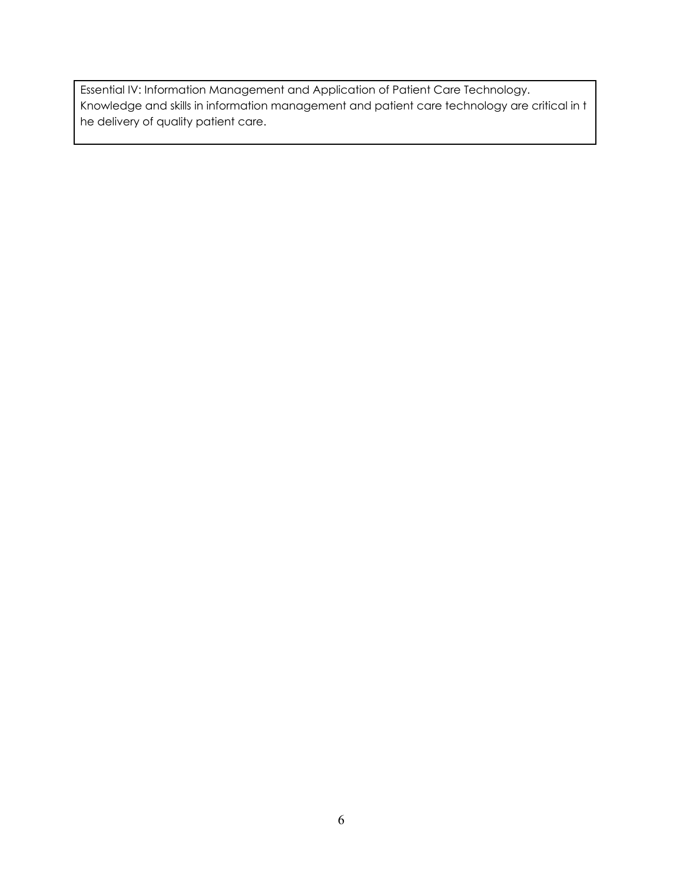Essential IV: Information Management and Application of Patient Care Technology. Knowledge and skills in information management and patient care technology are critical in the delivery of quality patient care.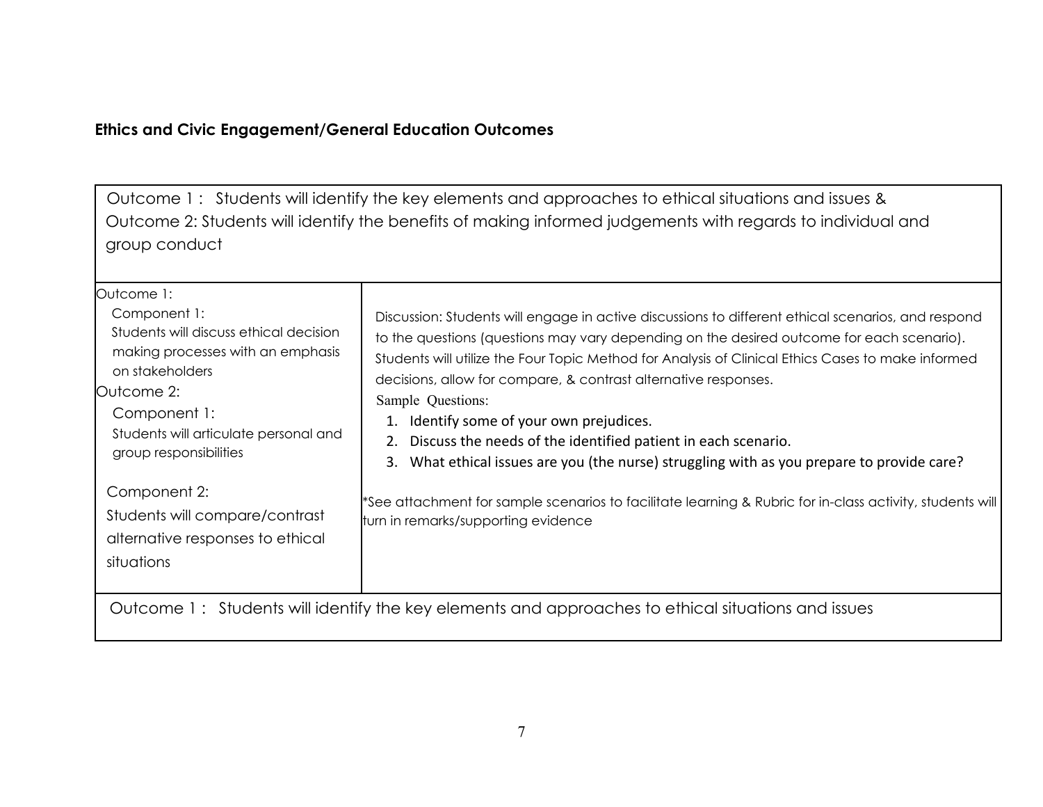**Ethics and Civic Engagement/General Education Outcomes**

| Outcome 1 : Students will identify the key elements and approaches to ethical situations and issues &<br>Outcome 2: Students will identify the benefits of making informed judgements with regards to individual and group conduct | |
|---|---|
| Outcome 1:<br>Component 1:<br>Students will discuss ethical decision making processes with an emphasis on stakeholders<br>Outcome 2:<br>Component 1:<br>Students will articulate personal and group responsibilities<br><br>Component 2:<br>Students will compare/contrast alternative responses to ethical situations | Discussion: Students will engage in active discussions to different ethical scenarios, and respond to the questions (questions may vary depending on the desired outcome for each scenario). Students will utilize the Four Topic Method for Analysis of Clinical Ethics Cases to make informed decisions, allow for compare, & contrast alternative responses.<br>Sample Questions:<br>1. Identify some of your own prejudices.<br>2. Discuss the needs of the identified patient in each scenario.<br>3. What ethical issues are you (the nurse) struggling with as you prepare to provide care?<br><br>*See attachment for sample scenarios to facilitate learning & Rubric for in-class activity, students will turn in remarks/supporting evidence |
| Outcome 1 : Students will identify the key elements and approaches to ethical situations and issues | |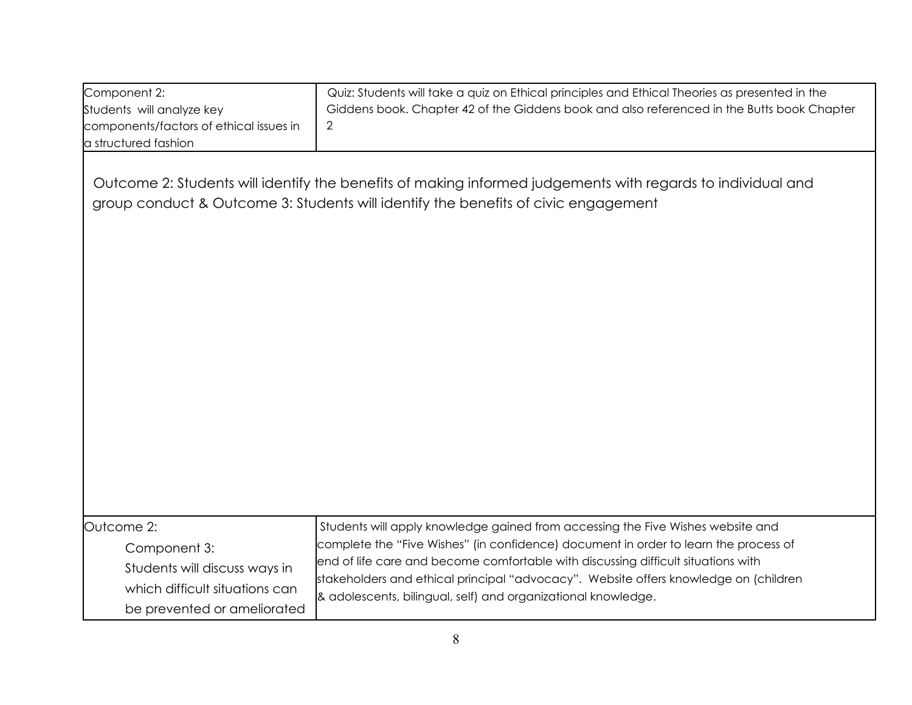| Component 2: Students will analyze key components/factors of ethical issues in a structured fashion | Quiz: Students will take a quiz on Ethical principles and Ethical Theories as presented in the Giddens book. Chapter 42 of the Giddens book and also referenced in the Butts book Chapter 2 |
|---|---|

Outcome 2: Students will identify the benefits of making informed judgements with regards to individual and group conduct & Outcome 3: Students will identify the benefits of civic engagement

| Outcome 2: Component 3: Students will discuss ways in which difficult situations can be prevented or ameliorated | Students will apply knowledge gained from accessing the Five Wishes website and complete the "Five Wishes" (in confidence) document in order to learn the process of end of life care and become comfortable with discussing difficult situations with stakeholders and ethical principal "advocacy". Website offers knowledge on (children & adolescents, bilingual, self) and organizational knowledge. |
|---|---|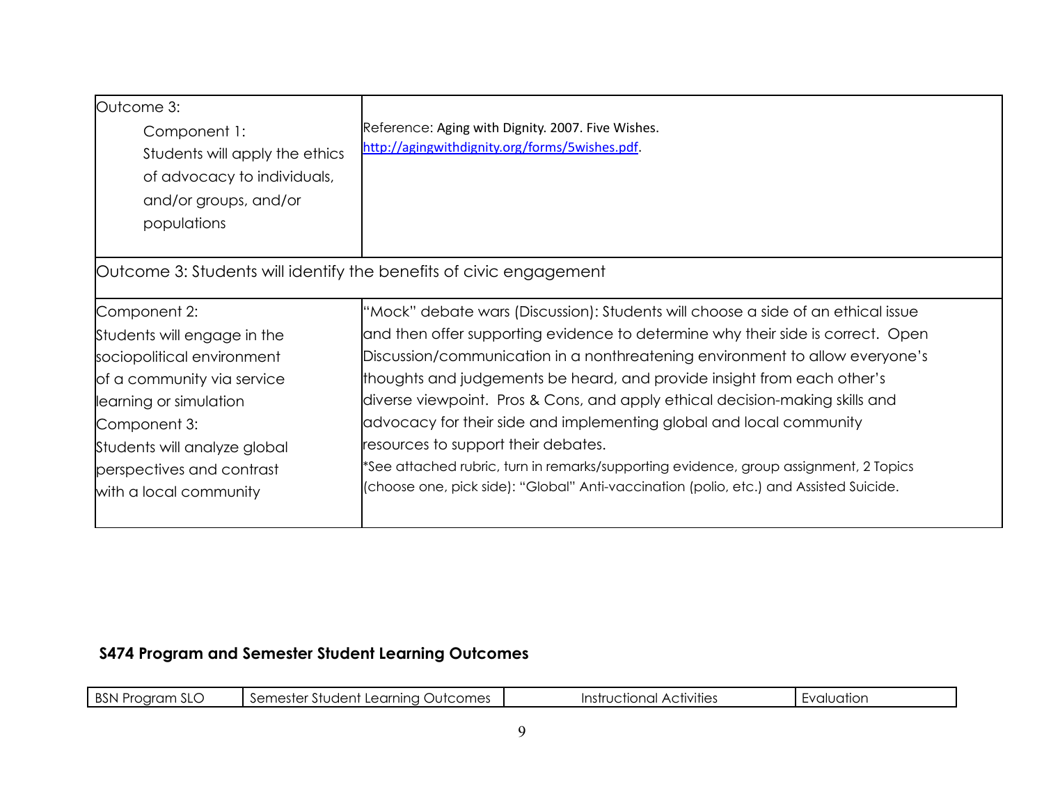| Outcome 3: Component 1: Students will apply the ethics of advocacy to individuals, and/or groups, and/or populations | Reference: Aging with Dignity. 2007. Five Wishes. http://agingwithdignity.org/forms/5wishes.pdf. |
|---|---|
| Outcome 3: Students will identify the benefits of civic engagement | |
| Component 2: Students will engage in the sociopolitical environment of a community via service learning or simulation<br>Component 3: Students will analyze global perspectives and contrast with a local community | "Mock" debate wars (Discussion): Students will choose a side of an ethical issue and then offer supporting evidence to determine why their side is correct. Open Discussion/communication in a nonthreatening environment to allow everyone's thoughts and judgements be heard, and provide insight from each other's diverse viewpoint. Pros & Cons, and apply ethical decision-making skills and advocacy for their side and implementing global and local community resources to support their debates.<br>*See attached rubric, turn in remarks/supporting evidence, group assignment, 2 Topics (choose one, pick side): "Global" Anti-vaccination (polio, etc.) and Assisted Suicide. |

**S474 Program and Semester Student Learning Outcomes**

| BSN Program SLO | Semester Student Learning Outcomes | Instructional Activities | Evaluation |
|---|---|---|---|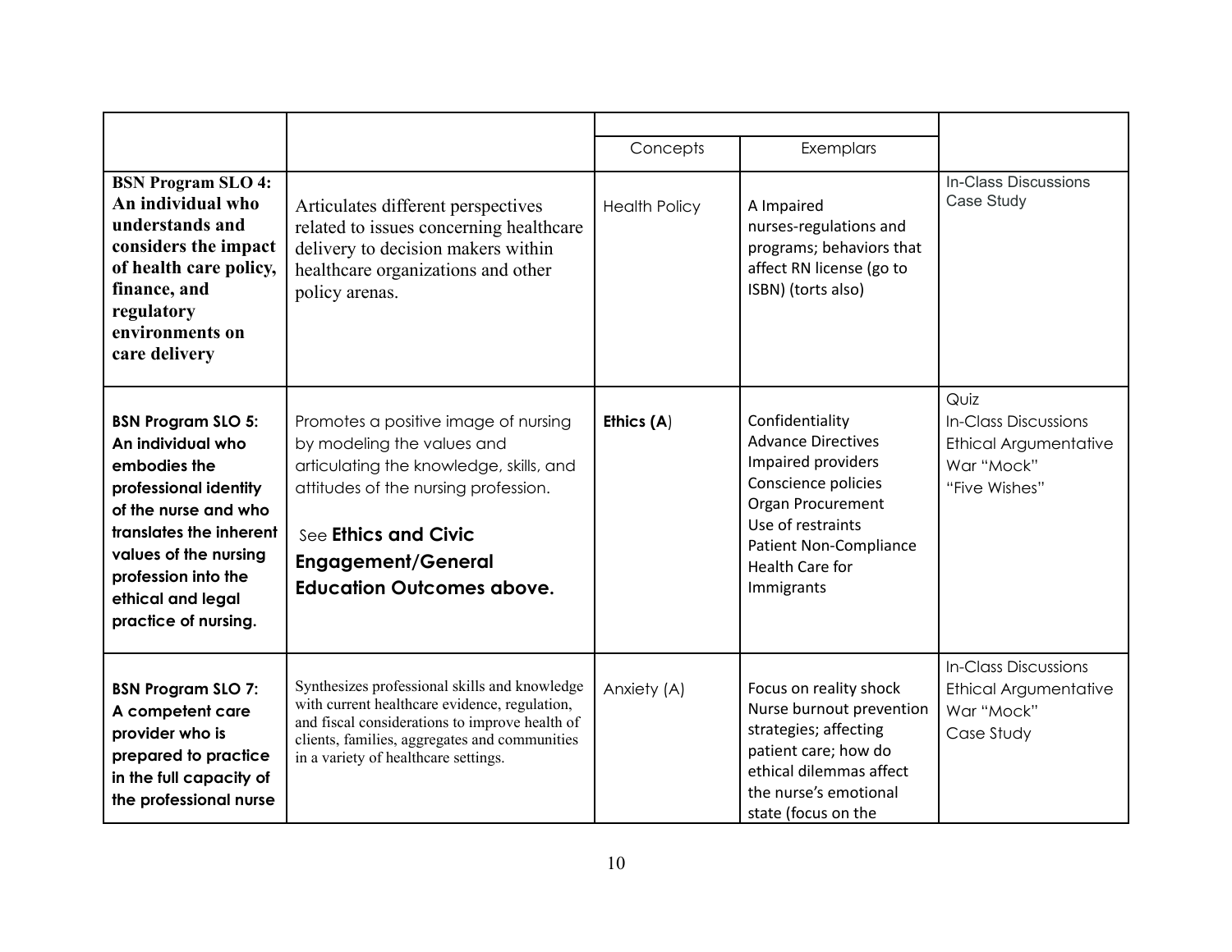| | | Concepts | Exemplars | |
|---|---|---|---|---|
| **BSN Program SLO 4: An individual who understands and considers the impact of health care policy, finance, and regulatory environments on care delivery** | Articulates different perspectives related to issues concerning healthcare delivery to decision makers within healthcare organizations and other policy arenas. | Health Policy | A Impaired nurses-regulations and programs; behaviors that affect RN license (go to ISBN) (torts also) | In-Class Discussions<br>Case Study |
| **BSN Program SLO 5: An individual who embodies the professional identity of the nurse and who translates the inherent values of the nursing profession into the ethical and legal practice of nursing.** | Promotes a positive image of nursing by modeling the values and articulating the knowledge, skills, and attitudes of the nursing profession.<br><br>See **Ethics and Civic Engagement/General Education Outcomes above.** | **Ethics (A**) | Confidentiality<br>Advance Directives<br>Impaired providers<br>Conscience policies<br>Organ Procurement<br>Use of restraints<br>Patient Non-Compliance<br>Health Care for Immigrants | Quiz<br>In-Class Discussions<br>Ethical Argumentative War "Mock"<br>"Five Wishes" |
| **BSN Program SLO 7: A competent care provider who is prepared to practice in the full capacity of the professional nurse** | Synthesizes professional skills and knowledge with current healthcare evidence, regulation, and fiscal considerations to improve health of clients, families, aggregates and communities in a variety of healthcare settings. | Anxiety (A) | Focus on reality shock<br>Nurse burnout prevention strategies; affecting patient care; how do ethical dilemmas affect the nurse's emotional state (focus on the | In-Class Discussions<br>Ethical Argumentative War "Mock"<br>Case Study |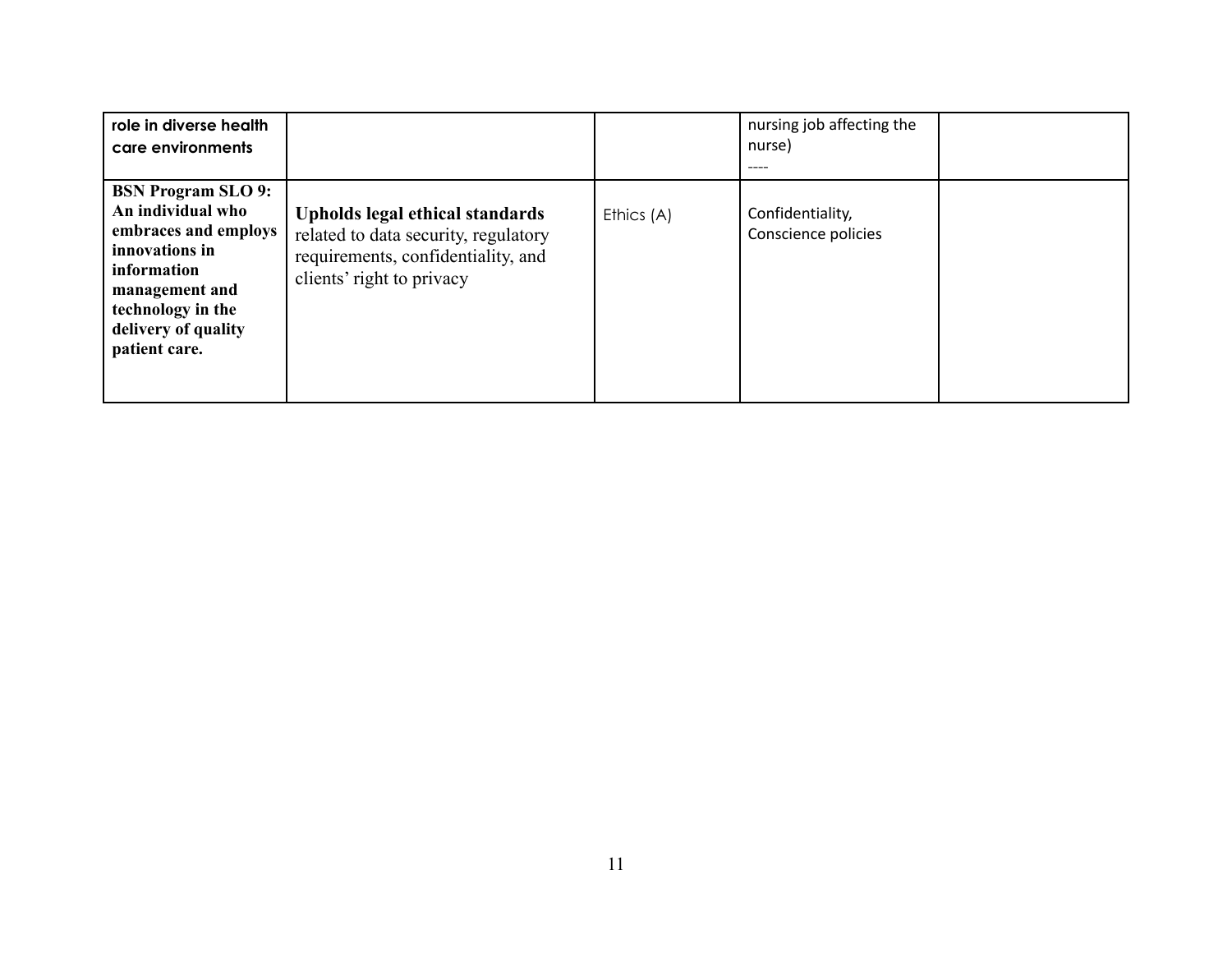| | | | | |
|---|---|---|---|---|
| **role in diverse health care environments** | | | nursing job affecting the nurse)<br>---- | |
| **BSN Program SLO 9: An individual who embraces and employs innovations in information management and technology in the delivery of quality patient care.** | **Upholds legal ethical standards** related to data security, regulatory requirements, confidentiality, and clients' right to privacy | Ethics (A) | Confidentiality, Conscience policies | |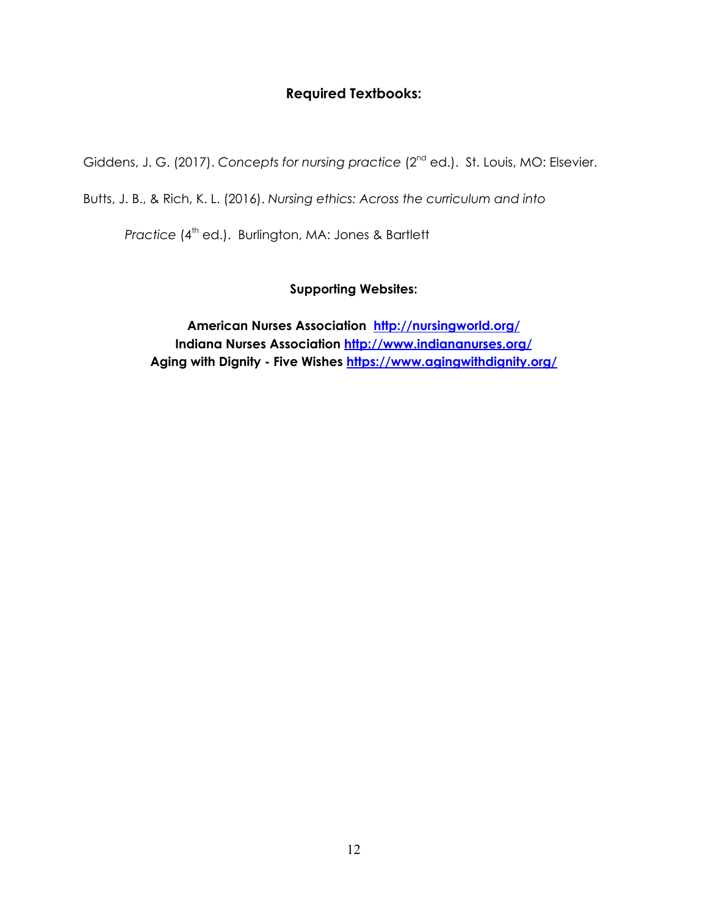## Required Textbooks:

Giddens, J. G. (2017). *Concepts for nursing practice* (2nd ed.). St. Louis, MO: Elsevier.

Butts, J. B., & Rich, K. L. (2016). *Nursing ethics: Across the curriculum and into Practice* (4th ed.). Burlington, MA: Jones & Bartlett

## Supporting Websites:

**American Nurses Association** [**http://nursingworld.org/**](http://nursingworld.org/)
**Indiana Nurses Association** [**http://www.indiananurses.org/**](http://www.indiananurses.org/)
**Aging with Dignity - Five Wishes** [**https://www.agingwithdignity.org/**](https://www.agingwithdignity.org/)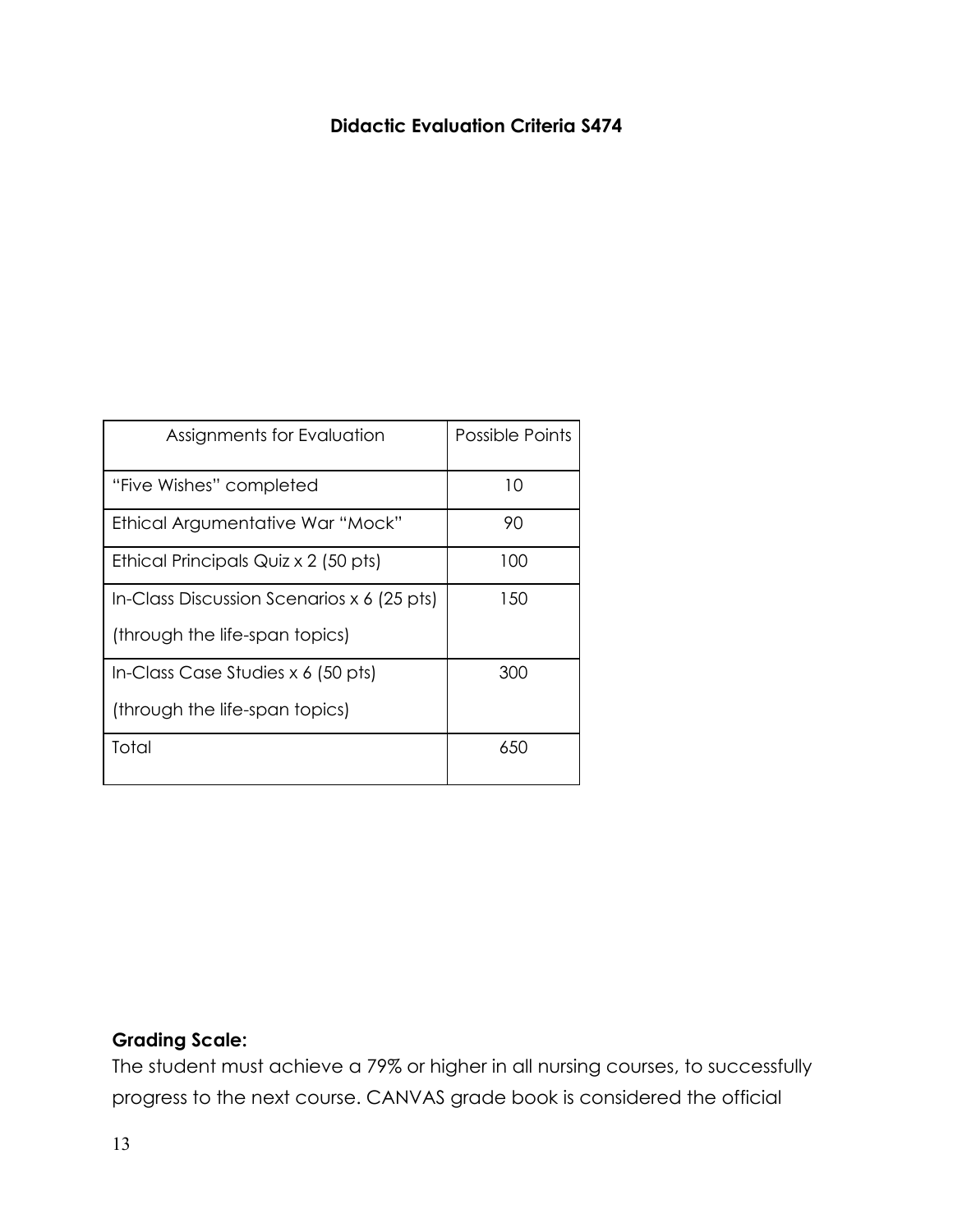**Didactic Evaluation Criteria S474**

| Assignments for Evaluation | Possible Points |
|---|---|
| "Five Wishes" completed | 10 |
| Ethical Argumentative War "Mock" | 90 |
| Ethical Principals Quiz x 2 (50 pts) | 100 |
| In-Class Discussion Scenarios x 6 (25 pts) (through the life-span topics) | 150 |
| In-Class Case Studies x 6 (50 pts) (through the life-span topics) | 300 |
| Total | 650 |

**Grading Scale:**

The student must achieve a 79% or higher in all nursing courses, to successfully progress to the next course. CANVAS grade book is considered the official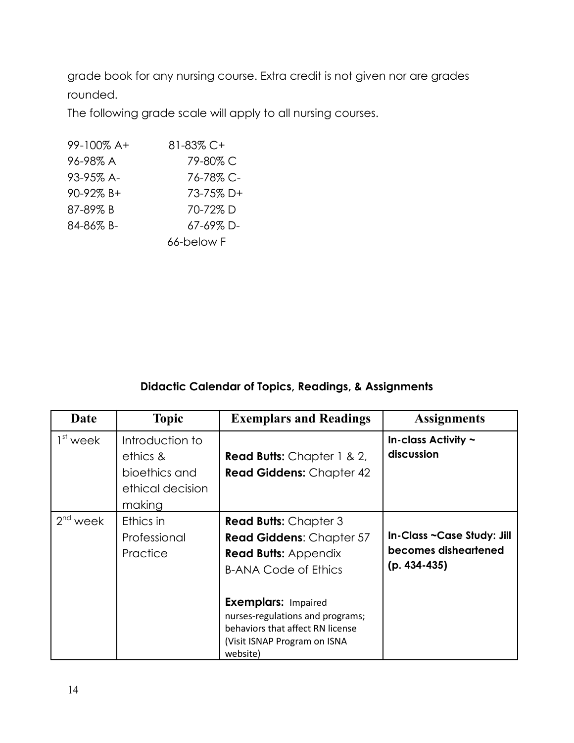grade book for any nursing course. Extra credit is not given nor are grades rounded.

The following grade scale will apply to all nursing courses.

| | |
|---|---|
| 99-100% A+ | 81-83% C+ |
| 96-98% A | 79-80% C |
| 93-95% A- | 76-78% C- |
| 90-92% B+ | 73-75% D+ |
| 87-89% B | 70-72% D |
| 84-86% B- | 67-69% D- |
| | 66-below F |

## Didactic Calendar of Topics, Readings, & Assignments

| Date | Topic | Exemplars and Readings | Assignments |
|---|---|---|---|
| 1st week | Introduction to ethics & bioethics and ethical decision making | **Read Butts:** Chapter 1 & 2, **Read Giddens:** Chapter 42 | **In-class Activity ~ discussion** |
| 2nd week | Ethics in Professional Practice | **Read Butts:** Chapter 3 **Read Giddens**: Chapter 57 **Read Butts:** Appendix B-ANA Code of Ethics<br><br>**Exemplars:** Impaired nurses-regulations and programs; behaviors that affect RN license (Visit ISNAP Program on ISNA website) | **In-Class ~Case Study: Jill becomes disheartened (p. 434-435)** |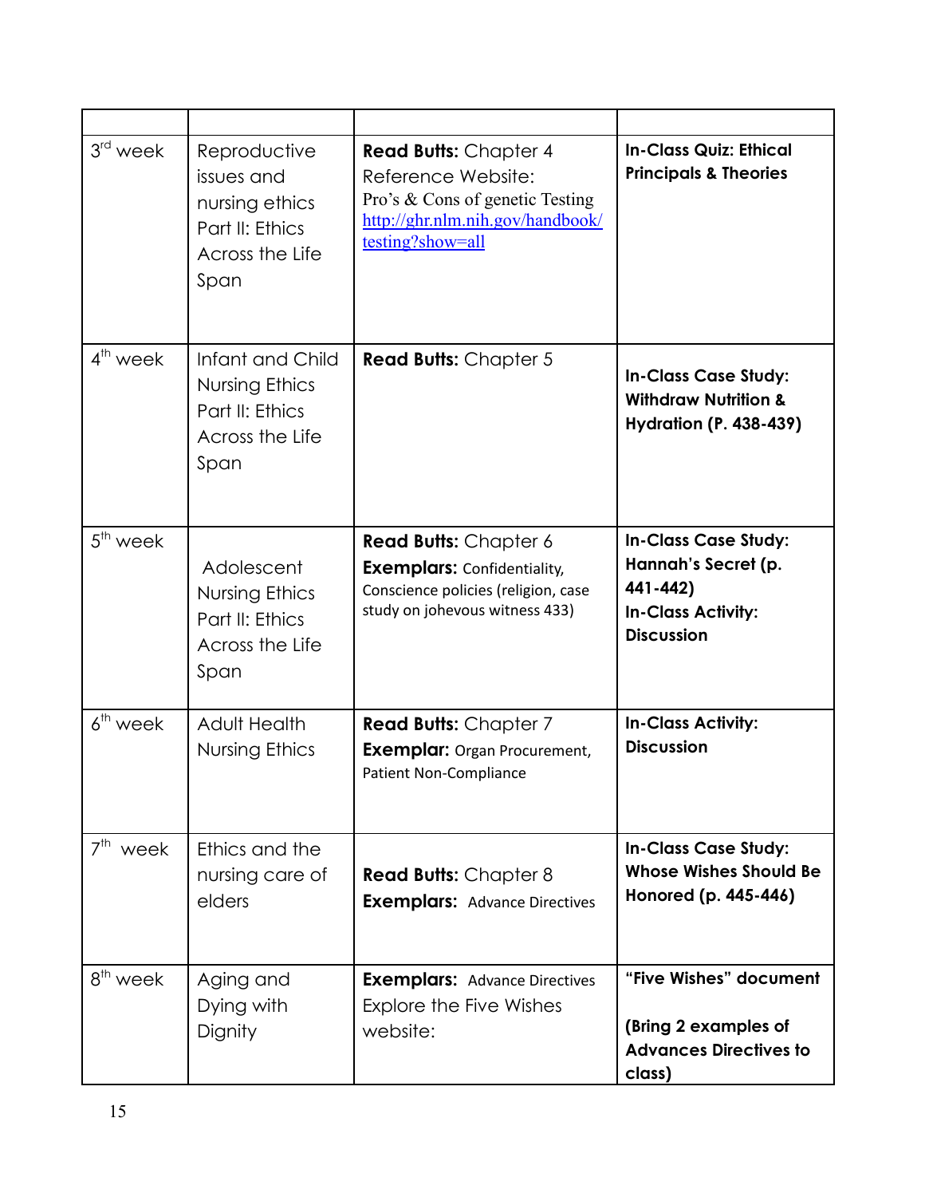| | | | |
|---|---|---|---|
| 3rd week | Reproductive issues and nursing ethics Part II: Ethics Across the Life Span | **Read Butts:** Chapter 4<br>Reference Website:<br>Pro's & Cons of genetic Testing<br>http://ghr.nlm.nih.gov/handbook/testing?show=all | **In-Class Quiz: Ethical Principals & Theories** |
| 4th week | Infant and Child Nursing Ethics Part II: Ethics Across the Life Span | **Read Butts:** Chapter 5 | **In-Class Case Study: Withdraw Nutrition & Hydration (P. 438-439)** |
| 5th week | Adolescent Nursing Ethics Part II: Ethics Across the Life Span | **Read Butts:** Chapter 6<br>**Exemplars:** Confidentiality, Conscience policies (religion, case study on johevous witness 433) | **In-Class Case Study: Hannah's Secret (p. 441-442)**<br>**In-Class Activity: Discussion** |
| 6th week | Adult Health Nursing Ethics | **Read Butts:** Chapter 7<br>**Exemplar:** Organ Procurement, Patient Non-Compliance | **In-Class Activity: Discussion** |
| 7th week | Ethics and the nursing care of elders | **Read Butts:** Chapter 8<br>**Exemplars:** Advance Directives | **In-Class Case Study: Whose Wishes Should Be Honored (p. 445-446)** |
| 8th week | Aging and Dying with Dignity | **Exemplars:** Advance Directives<br>Explore the Five Wishes website: | **"Five Wishes" document**<br><br>**(Bring 2 examples of Advances Directives to class)** |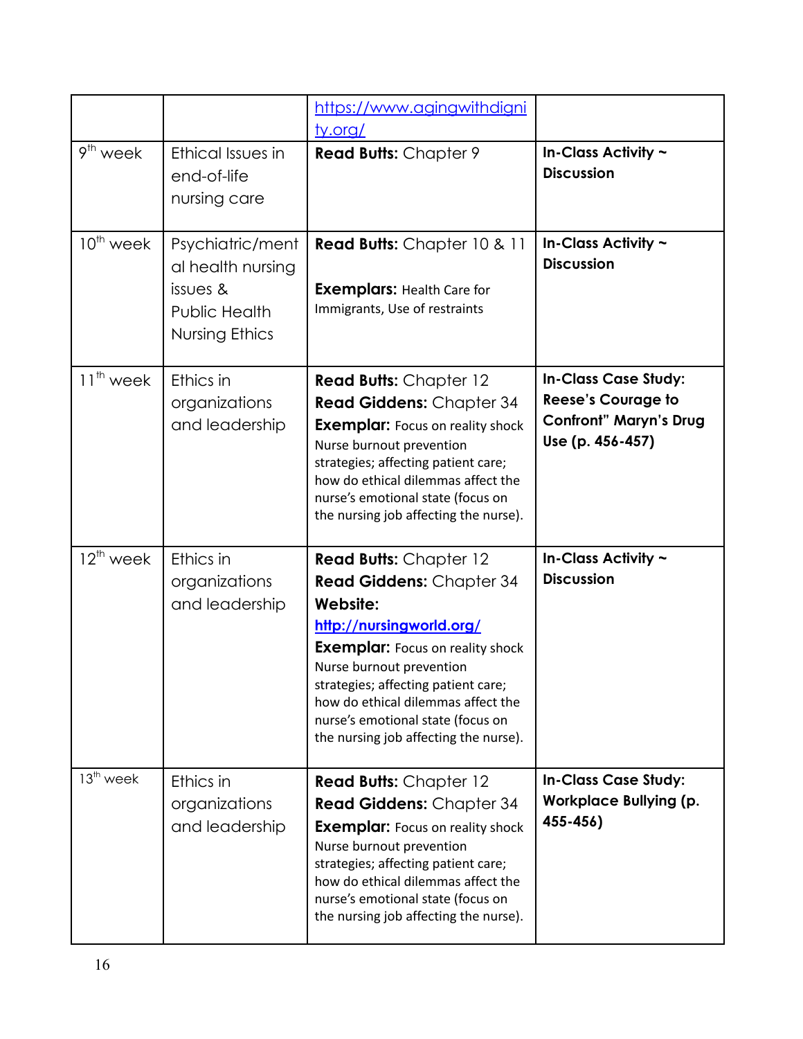| | | | |
|---|---|---|---|
| | | https://www.agingwithdignity.org/ | |
| 9th week | Ethical Issues in end-of-life nursing care | **Read Butts:** Chapter 9 | **In-Class Activity ~ Discussion** |
| 10th week | Psychiatric/mental health nursing issues & Public Health Nursing Ethics | **Read Butts:** Chapter 10 & 11<br><br>**Exemplars:** Health Care for Immigrants, Use of restraints | **In-Class Activity ~ Discussion** |
| 11th week | Ethics in organizations and leadership | **Read Butts:** Chapter 12<br>**Read Giddens:** Chapter 34<br>**Exemplar:** Focus on reality shock Nurse burnout prevention strategies; affecting patient care; how do ethical dilemmas affect the nurse's emotional state (focus on the nursing job affecting the nurse). | **In-Class Case Study: Reese's Courage to Confront" Maryn's Drug Use (p. 456-457)** |
| 12th week | Ethics in organizations and leadership | **Read Butts:** Chapter 12<br>**Read Giddens:** Chapter 34<br>**Website:** http://nursingworld.org/<br>**Exemplar:** Focus on reality shock Nurse burnout prevention strategies; affecting patient care; how do ethical dilemmas affect the nurse's emotional state (focus on the nursing job affecting the nurse). | **In-Class Activity ~ Discussion** |
| 13th week | Ethics in organizations and leadership | **Read Butts:** Chapter 12<br>**Read Giddens:** Chapter 34<br>**Exemplar:** Focus on reality shock Nurse burnout prevention strategies; affecting patient care; how do ethical dilemmas affect the nurse's emotional state (focus on the nursing job affecting the nurse). | **In-Class Case Study: Workplace Bullying (p. 455-456)** |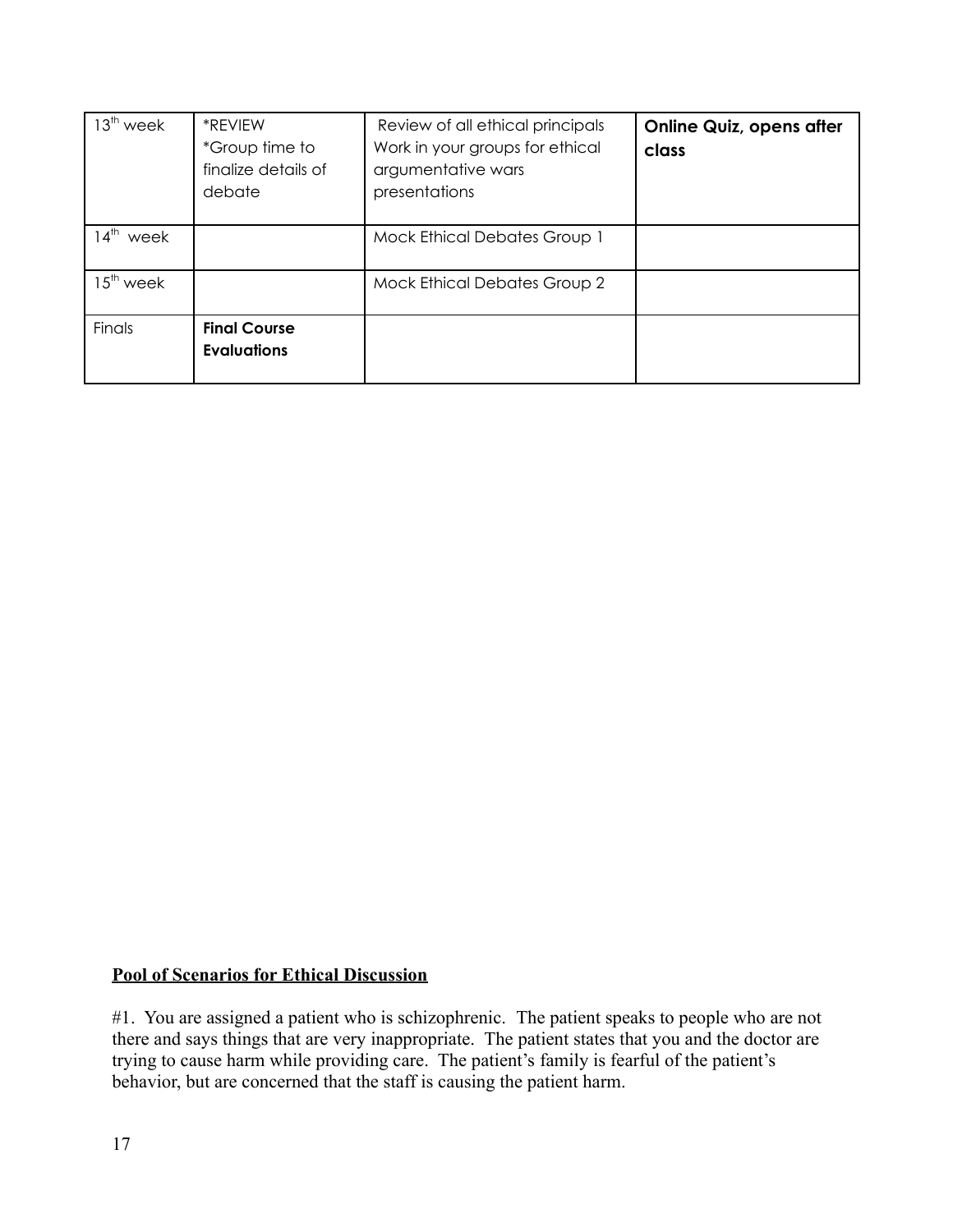| 13th week | *REVIEW<br>*Group time to finalize details of debate | Review of all ethical principals<br>Work in your groups for ethical argumentative wars presentations | **Online Quiz, opens after class** |
|---|---|---|---|
| 14th week | | Mock Ethical Debates Group 1 | |
| 15th week | | Mock Ethical Debates Group 2 | |
| Finals | **Final Course Evaluations** | | |

**Pool of Scenarios for Ethical Discussion**

#1. You are assigned a patient who is schizophrenic. The patient speaks to people who are not there and says things that are very inappropriate. The patient states that you and the doctor are trying to cause harm while providing care. The patient's family is fearful of the patient's behavior, but are concerned that the staff is causing the patient harm.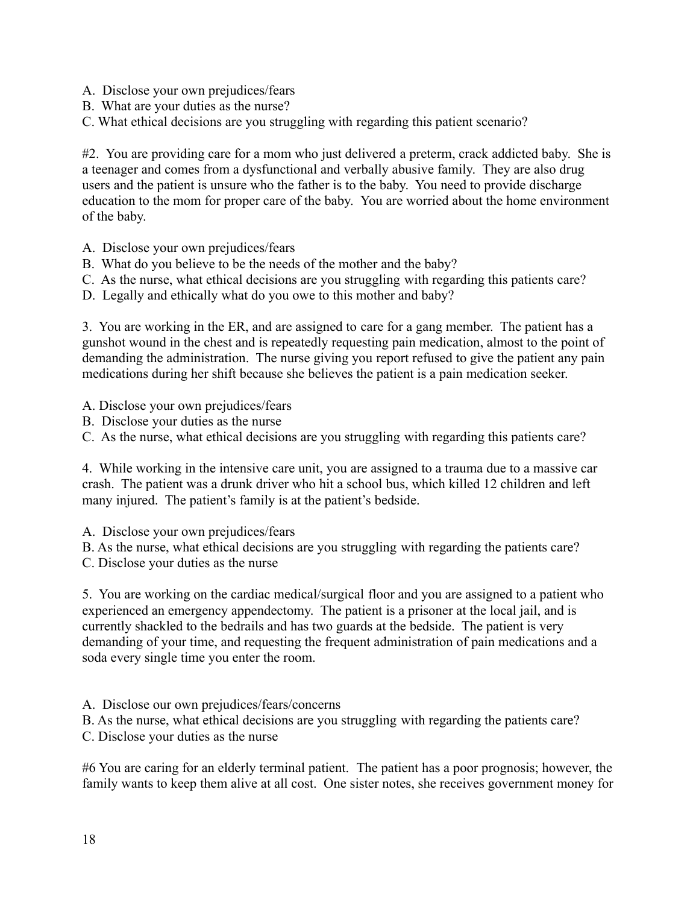A. Disclose your own prejudices/fears
B. What are your duties as the nurse?
C. What ethical decisions are you struggling with regarding this patient scenario?

#2. You are providing care for a mom who just delivered a preterm, crack addicted baby. She is a teenager and comes from a dysfunctional and verbally abusive family. They are also drug users and the patient is unsure who the father is to the baby. You need to provide discharge education to the mom for proper care of the baby. You are worried about the home environment of the baby.

A. Disclose your own prejudices/fears
B. What do you believe to be the needs of the mother and the baby?
C. As the nurse, what ethical decisions are you struggling with regarding this patients care?
D. Legally and ethically what do you owe to this mother and baby?

3. You are working in the ER, and are assigned to care for a gang member. The patient has a gunshot wound in the chest and is repeatedly requesting pain medication, almost to the point of demanding the administration. The nurse giving you report refused to give the patient any pain medications during her shift because she believes the patient is a pain medication seeker.

A. Disclose your own prejudices/fears
B. Disclose your duties as the nurse
C. As the nurse, what ethical decisions are you struggling with regarding this patients care?

4. While working in the intensive care unit, you are assigned to a trauma due to a massive car crash. The patient was a drunk driver who hit a school bus, which killed 12 children and left many injured. The patient's family is at the patient's bedside.

A. Disclose your own prejudices/fears
B. As the nurse, what ethical decisions are you struggling with regarding the patients care?
C. Disclose your duties as the nurse

5. You are working on the cardiac medical/surgical floor and you are assigned to a patient who experienced an emergency appendectomy. The patient is a prisoner at the local jail, and is currently shackled to the bedrails and has two guards at the bedside. The patient is very demanding of your time, and requesting the frequent administration of pain medications and a soda every single time you enter the room.

A. Disclose our own prejudices/fears/concerns
B. As the nurse, what ethical decisions are you struggling with regarding the patients care?
C. Disclose your duties as the nurse

#6 You are caring for an elderly terminal patient. The patient has a poor prognosis; however, the family wants to keep them alive at all cost. One sister notes, she receives government money for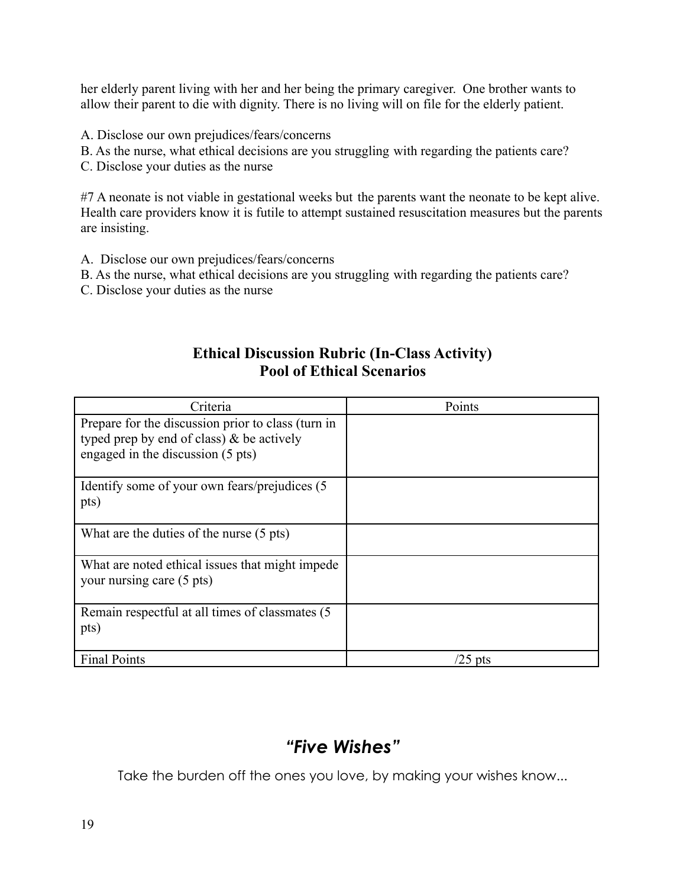her elderly parent living with her and her being the primary caregiver. One brother wants to allow their parent to die with dignity. There is no living will on file for the elderly patient.

A. Disclose our own prejudices/fears/concerns
B. As the nurse, what ethical decisions are you struggling with regarding the patients care?
C. Disclose your duties as the nurse

#7 A neonate is not viable in gestational weeks but the parents want the neonate to be kept alive. Health care providers know it is futile to attempt sustained resuscitation measures but the parents are insisting.

A. Disclose our own prejudices/fears/concerns
B. As the nurse, what ethical decisions are you struggling with regarding the patients care?
C. Disclose your duties as the nurse

## Ethical Discussion Rubric (In-Class Activity)
## Pool of Ethical Scenarios

| Criteria | Points |
|---|---|
| Prepare for the discussion prior to class (turn in typed prep by end of class) & be actively engaged in the discussion (5 pts) | |
| Identify some of your own fears/prejudices (5 pts) | |
| What are the duties of the nurse (5 pts) | |
| What are noted ethical issues that might impede your nursing care (5 pts) | |
| Remain respectful at all times of classmates (5 pts) | |
| Final Points | /25 pts |

# *"Five Wishes"*

Take the burden off the ones you love, by making your wishes know...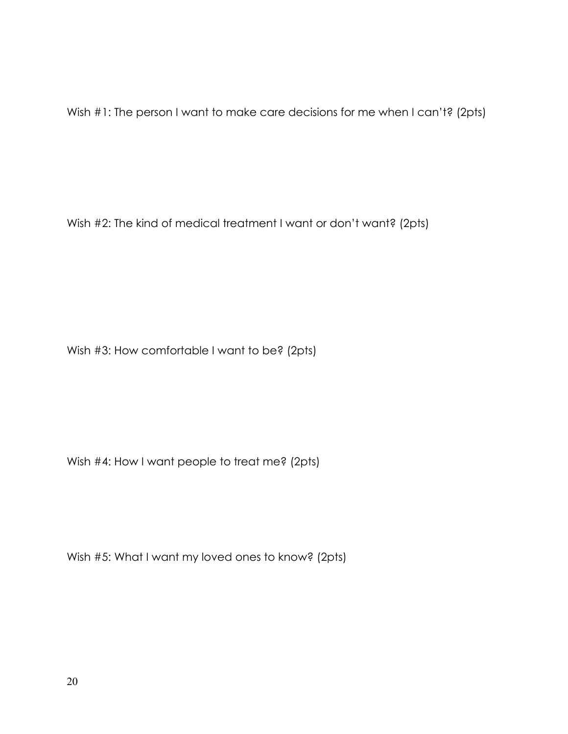Wish #1: The person I want to make care decisions for me when I can't? (2pts)

Wish #2: The kind of medical treatment I want or don't want? (2pts)

Wish #3: How comfortable I want to be? (2pts)

Wish #4: How I want people to treat me? (2pts)

Wish #5: What I want my loved ones to know? (2pts)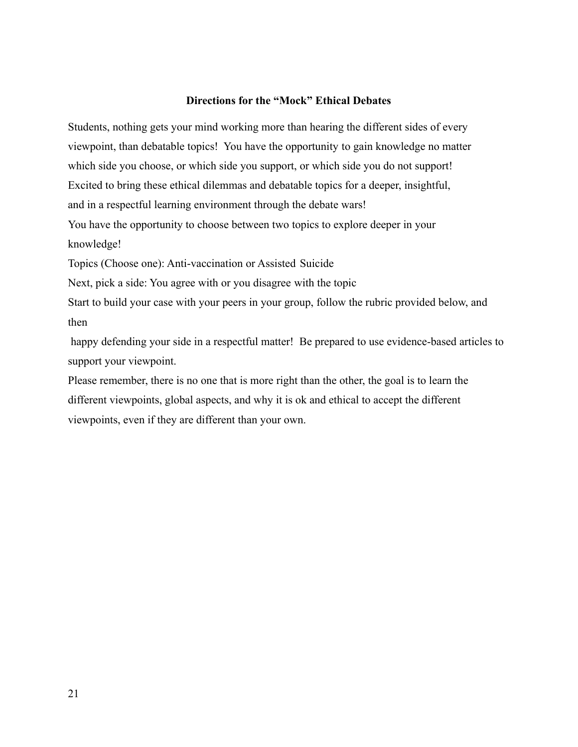**Directions for the "Mock" Ethical Debates**

Students, nothing gets your mind working more than hearing the different sides of every viewpoint, than debatable topics! You have the opportunity to gain knowledge no matter which side you choose, or which side you support, or which side you do not support! Excited to bring these ethical dilemmas and debatable topics for a deeper, insightful, and in a respectful learning environment through the debate wars!

You have the opportunity to choose between two topics to explore deeper in your knowledge!

Topics (Choose one): Anti-vaccination or Assisted Suicide

Next, pick a side: You agree with or you disagree with the topic

Start to build your case with your peers in your group, follow the rubric provided below, and then

happy defending your side in a respectful matter! Be prepared to use evidence-based articles to support your viewpoint.

Please remember, there is no one that is more right than the other, the goal is to learn the different viewpoints, global aspects, and why it is ok and ethical to accept the different viewpoints, even if they are different than your own.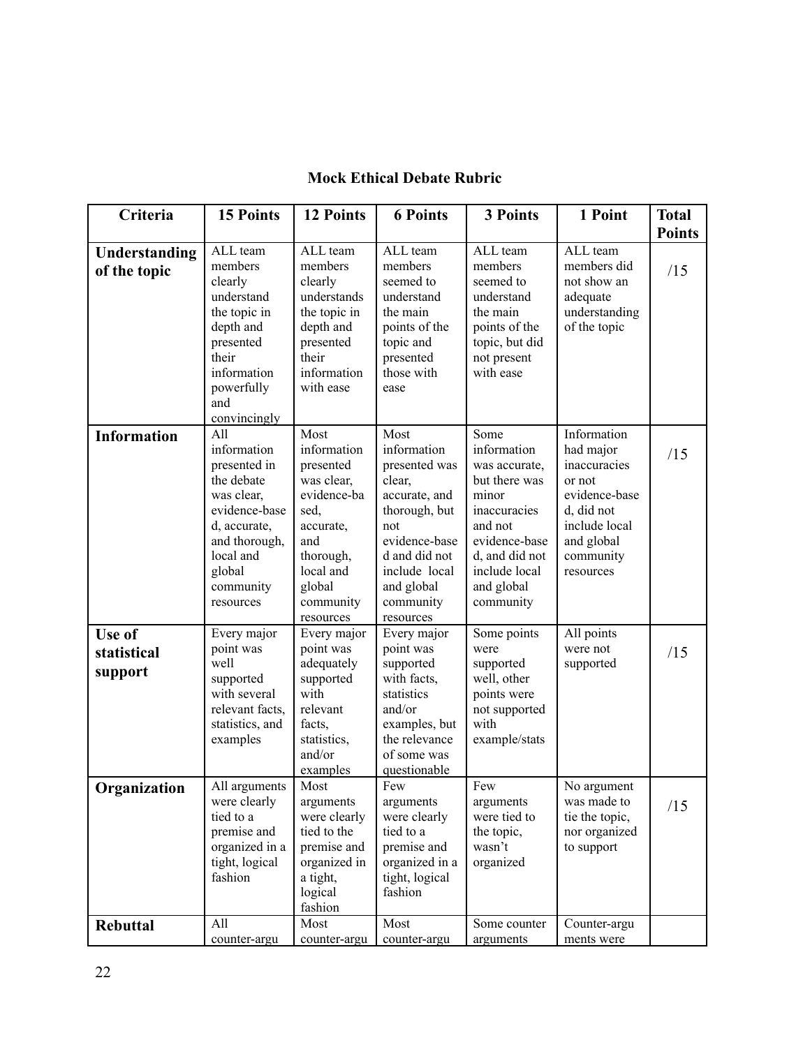**Mock Ethical Debate Rubric**

| Criteria | 15 Points | 12 Points | 6 Points | 3 Points | 1 Point | Total Points |
|---|---|---|---|---|---|---|
| **Understanding of the topic** | ALL team members clearly understand the topic in depth and presented their information powerfully and convincingly | ALL team members clearly understands the topic in depth and presented their information with ease | ALL team members seemed to understand the main points of the topic and presented those with ease | ALL team members seemed to understand the main points of the topic, but did not present with ease | ALL team members did not show an adequate understanding of the topic | /15 |
| **Information** | All information presented in the debate was clear, evidence-based, accurate, and thorough, local and global community resources | Most information presented was clear, evidence-based, accurate, and thorough, local and global community resources | Most information presented was clear, accurate, and thorough, but not evidence-based and did not include local and global community resources | Some information was accurate, but there was minor inaccuracies and not evidence-based, and did not include local and global community | Information had major inaccuracies or not evidence-based, did not include local and global community resources | /15 |
| **Use of statistical support** | Every major point was well supported with several relevant facts, statistics, and examples | Every major point was adequately supported with relevant facts, statistics, and/or examples | Every major point was supported with facts, statistics and/or examples, but the relevance of some was questionable | Some points were supported well, other points were not supported with example/stats | All points were not supported | /15 |
| **Organization** | All arguments were clearly tied to a premise and organized in a tight, logical fashion | Most arguments were clearly tied to the premise and organized in a tight, logical fashion | Few arguments were clearly tied to a premise and organized in a tight, logical fashion | Few arguments were tied to the topic, wasn't organized | No argument was made to tie the topic, nor organized to support | /15 |
| **Rebuttal** | All counter-argu | Most counter-argu | Most counter-argu | Some counter arguments | Counter-arguments were | |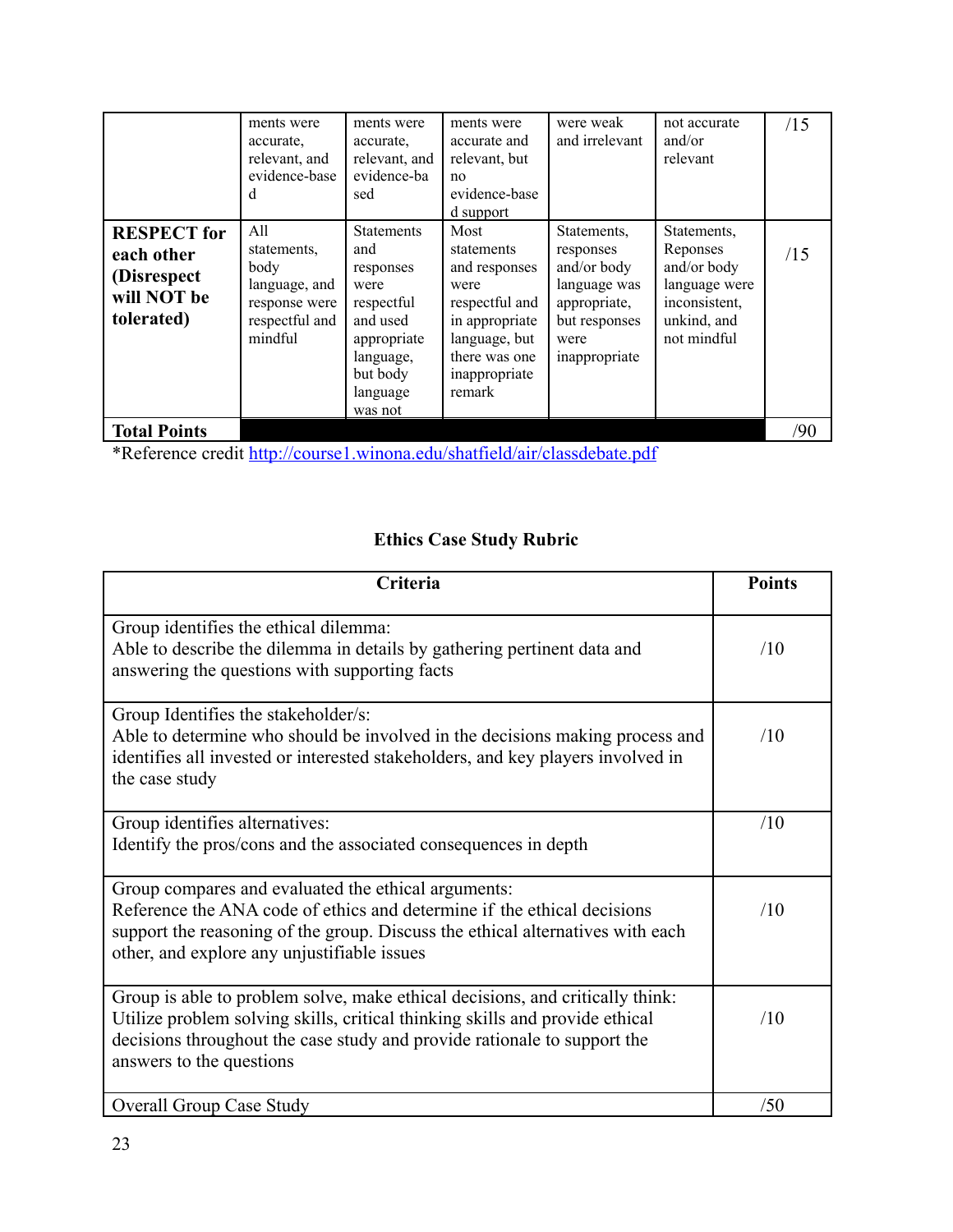|  |  |  |  |  |  |  |
|---|---|---|---|---|---|---|
|  | ments were accurate, relevant, and evidence-based | ments were accurate, relevant, and evidence-based | ments were accurate and relevant, but no evidence-based support | were weak and irrelevant | not accurate and/or relevant | /15 |
| **RESPECT for each other (Disrespect will NOT be tolerated)** | All statements, body language, and response were respectful and mindful | Statements and responses were respectful and used appropriate language, but body language was not | Most statements and responses were respectful and in appropriate language, but there was one inappropriate remark | Statements, responses and/or body language was appropriate, but responses were inappropriate | Statements, Reponses and/or body language were inconsistent, unkind, and not mindful | /15 |
| **Total Points** |  |  |  |  |  | /90 |

*Reference credit http://course1.winona.edu/shatfield/air/classdebate.pdf

**Ethics Case Study Rubric**

| Criteria | Points |
|---|---|
| Group identifies the ethical dilemma:<br>Able to describe the dilemma in details by gathering pertinent data and answering the questions with supporting facts | /10 |
| Group Identifies the stakeholder/s:<br>Able to determine who should be involved in the decisions making process and identifies all invested or interested stakeholders, and key players involved in the case study | /10 |
| Group identifies alternatives:<br>Identify the pros/cons and the associated consequences in depth | /10 |
| Group compares and evaluated the ethical arguments:<br>Reference the ANA code of ethics and determine if the ethical decisions support the reasoning of the group. Discuss the ethical alternatives with each other, and explore any unjustifiable issues | /10 |
| Group is able to problem solve, make ethical decisions, and critically think:<br>Utilize problem solving skills, critical thinking skills and provide ethical decisions throughout the case study and provide rationale to support the answers to the questions | /10 |
| Overall Group Case Study | /50 |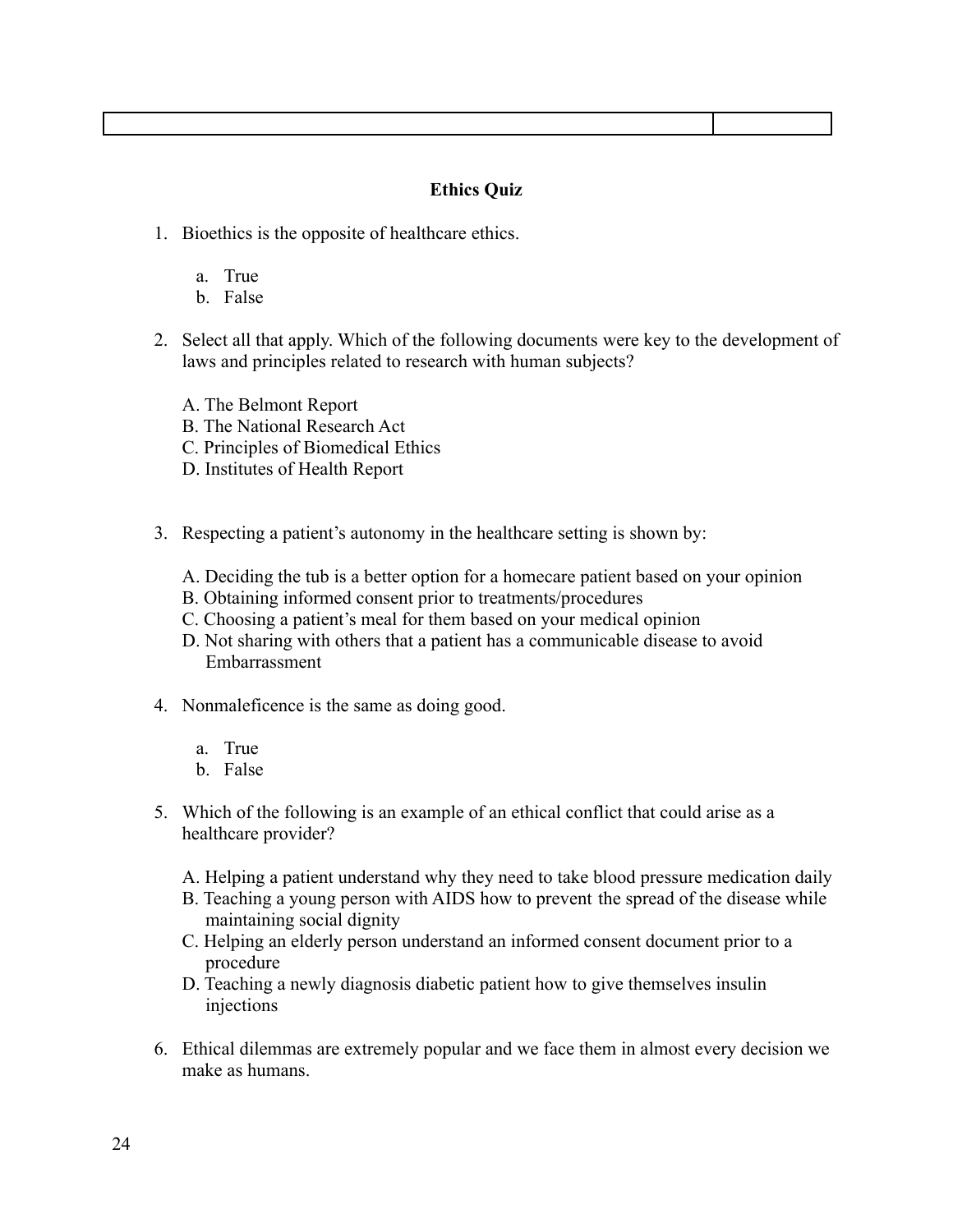| | |
|---|---|
| | |

**Ethics Quiz**

1. Bioethics is the opposite of healthcare ethics.

    a. True
    b. False

2. Select all that apply. Which of the following documents were key to the development of laws and principles related to research with human subjects?

    A. The Belmont Report
    B. The National Research Act
    C. Principles of Biomedical Ethics
    D. Institutes of Health Report

3. Respecting a patient's autonomy in the healthcare setting is shown by:

    A. Deciding the tub is a better option for a homecare patient based on your opinion
    B. Obtaining informed consent prior to treatments/procedures
    C. Choosing a patient's meal for them based on your medical opinion
    D. Not sharing with others that a patient has a communicable disease to avoid Embarrassment

4. Nonmaleficence is the same as doing good.

    a. True
    b. False

5. Which of the following is an example of an ethical conflict that could arise as a healthcare provider?

    A. Helping a patient understand why they need to take blood pressure medication daily
    B. Teaching a young person with AIDS how to prevent the spread of the disease while maintaining social dignity
    C. Helping an elderly person understand an informed consent document prior to a procedure
    D. Teaching a newly diagnosis diabetic patient how to give themselves insulin injections

6. Ethical dilemmas are extremely popular and we face them in almost every decision we make as humans.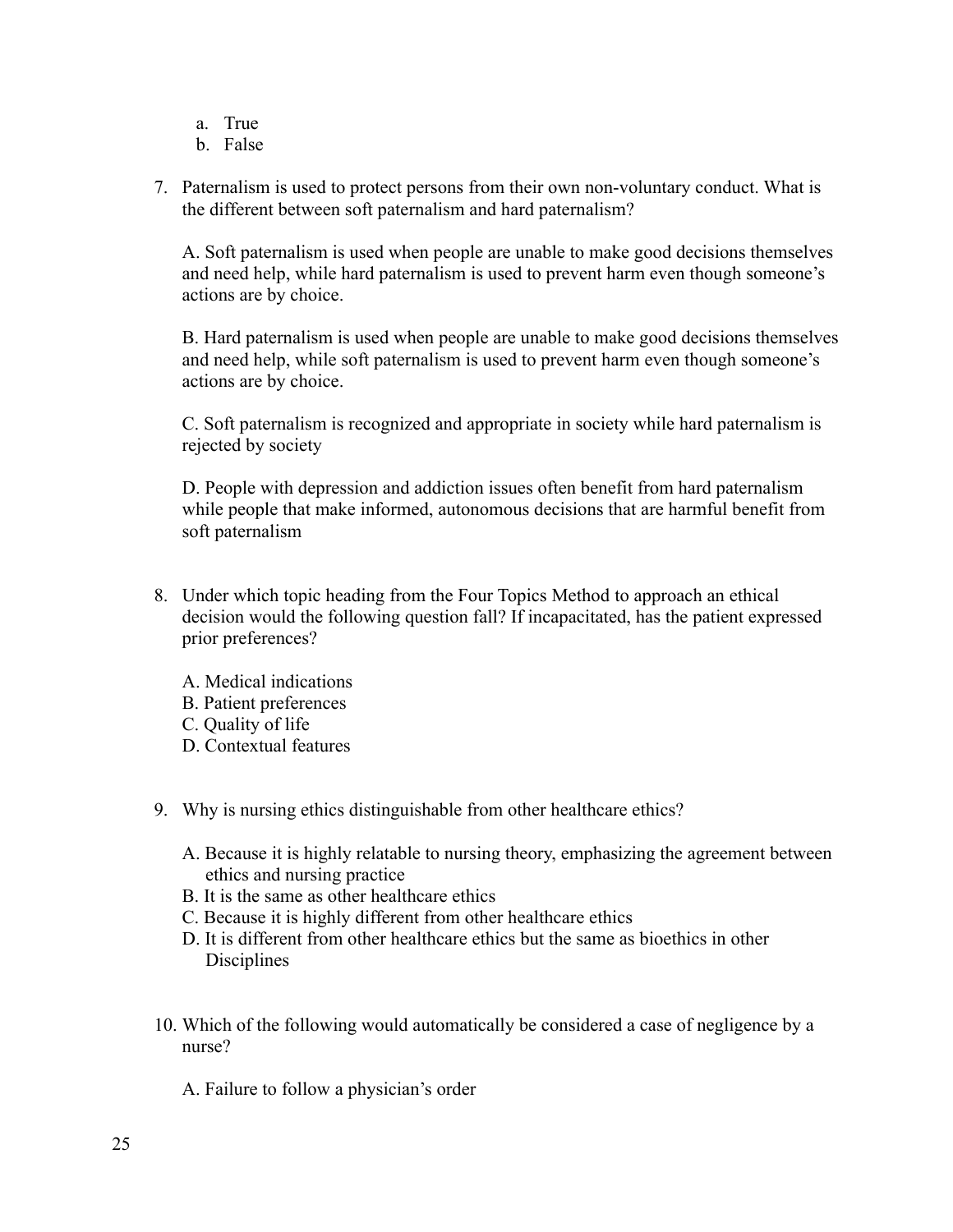a. True
b. False

7. Paternalism is used to protect persons from their own non-voluntary conduct. What is the different between soft paternalism and hard paternalism?

   A. Soft paternalism is used when people are unable to make good decisions themselves and need help, while hard paternalism is used to prevent harm even though someone's actions are by choice.

   B. Hard paternalism is used when people are unable to make good decisions themselves and need help, while soft paternalism is used to prevent harm even though someone's actions are by choice.

   C. Soft paternalism is recognized and appropriate in society while hard paternalism is rejected by society

   D. People with depression and addiction issues often benefit from hard paternalism while people that make informed, autonomous decisions that are harmful benefit from soft paternalism

8. Under which topic heading from the Four Topics Method to approach an ethical decision would the following question fall? If incapacitated, has the patient expressed prior preferences?

   A. Medical indications
   B. Patient preferences
   C. Quality of life
   D. Contextual features

9. Why is nursing ethics distinguishable from other healthcare ethics?

   A. Because it is highly relatable to nursing theory, emphasizing the agreement between ethics and nursing practice
   B. It is the same as other healthcare ethics
   C. Because it is highly different from other healthcare ethics
   D. It is different from other healthcare ethics but the same as bioethics in other Disciplines

10. Which of the following would automatically be considered a case of negligence by a nurse?

   A. Failure to follow a physician's order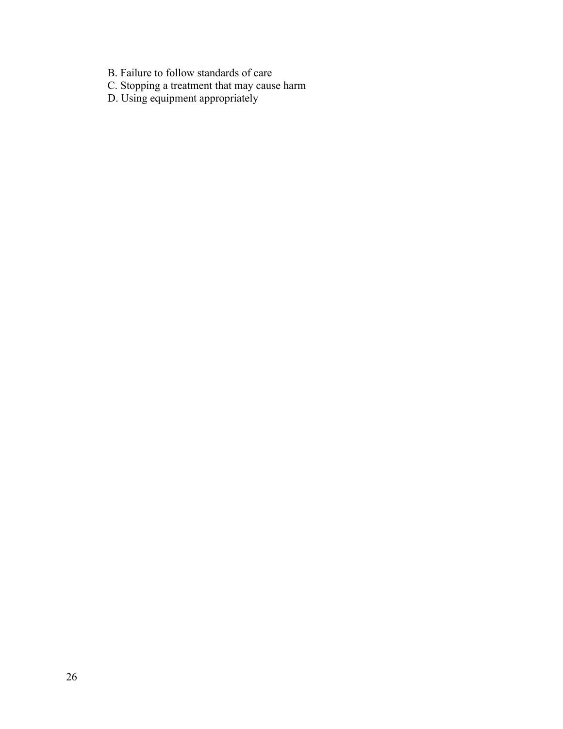B. Failure to follow standards of care
C. Stopping a treatment that may cause harm
D. Using equipment appropriately